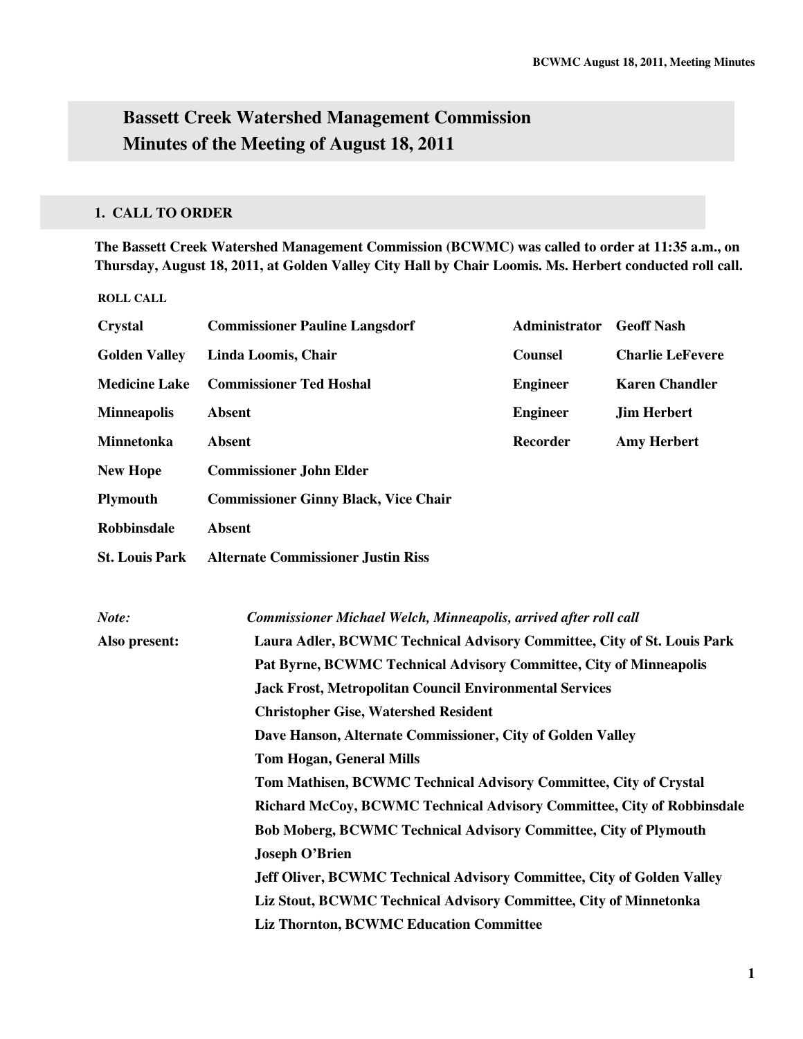# Bassett Creek Watershed Management Commission
# Minutes of the Meeting of August 18, 2011

## 1. CALL TO ORDER

**The Bassett Creek Watershed Management Commission (BCWMC) was called to order at 11:35 a.m., on Thursday, August 18, 2011, at Golden Valley City Hall by Chair Loomis. Ms. Herbert conducted roll call.**

**ROLL CALL**

| | | | |
|---|---|---|---|
| **Crystal** | **Commissioner Pauline Langsdorf** | **Administrator** | **Geoff Nash** |
| **Golden Valley** | **Linda Loomis, Chair** | **Counsel** | **Charlie LeFevere** |
| **Medicine Lake** | **Commissioner Ted Hoshal** | **Engineer** | **Karen Chandler** |
| **Minneapolis** | **Absent** | **Engineer** | **Jim Herbert** |
| **Minnetonka** | **Absent** | **Recorder** | **Amy Herbert** |
| **New Hope** | **Commissioner John Elder** | | |
| **Plymouth** | **Commissioner Ginny Black, Vice Chair** | | |
| **Robbinsdale** | **Absent** | | |
| **St. Louis Park** | **Alternate Commissioner Justin Riss** | | |

***Note:*** ***Commissioner Michael Welch, Minneapolis, arrived after roll call***

**Also present:**
- **Laura Adler, BCWMC Technical Advisory Committee, City of St. Louis Park**
- **Pat Byrne, BCWMC Technical Advisory Committee, City of Minneapolis**
- **Jack Frost, Metropolitan Council Environmental Services**
- **Christopher Gise, Watershed Resident**
- **Dave Hanson, Alternate Commissioner, City of Golden Valley**
- **Tom Hogan, General Mills**
- **Tom Mathisen, BCWMC Technical Advisory Committee, City of Crystal**
- **Richard McCoy, BCWMC Technical Advisory Committee, City of Robbinsdale**
- **Bob Moberg, BCWMC Technical Advisory Committee, City of Plymouth**
- **Joseph O'Brien**
- **Jeff Oliver, BCWMC Technical Advisory Committee, City of Golden Valley**
- **Liz Stout, BCWMC Technical Advisory Committee, City of Minnetonka**
- **Liz Thornton, BCWMC Education Committee**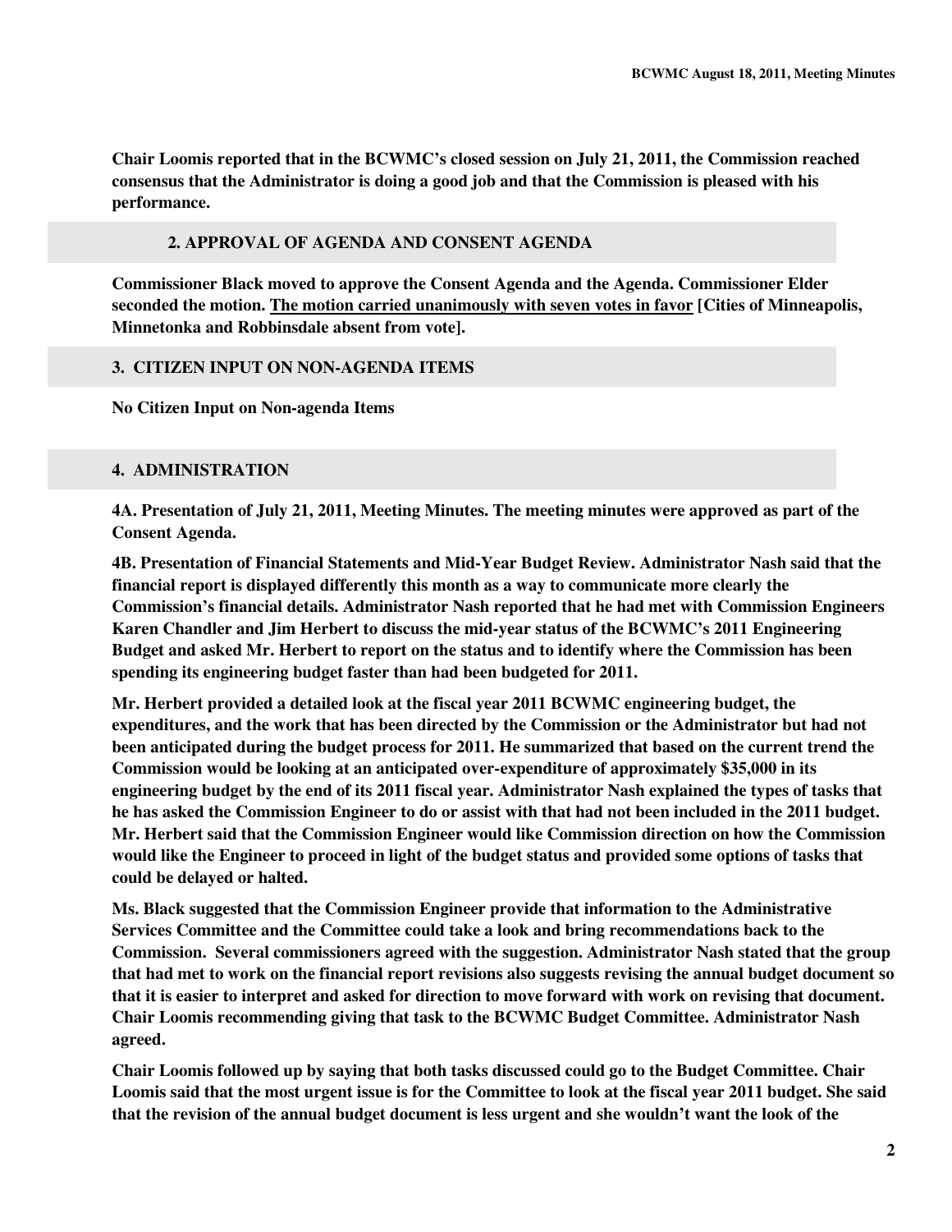**Chair Loomis reported that in the BCWMC's closed session on July 21, 2011, the Commission reached consensus that the Administrator is doing a good job and that the Commission is pleased with his performance.**

## 2. APPROVAL OF AGENDA AND CONSENT AGENDA

**Commissioner Black moved to approve the Consent Agenda and the Agenda. Commissioner Elder seconded the motion. The motion carried unanimously with seven votes in favor [Cities of Minneapolis, Minnetonka and Robbinsdale absent from vote].**

## 3. CITIZEN INPUT ON NON-AGENDA ITEMS

**No Citizen Input on Non-agenda Items**

## 4. ADMINISTRATION

**4A. Presentation of July 21, 2011, Meeting Minutes. The meeting minutes were approved as part of the Consent Agenda.**

**4B. Presentation of Financial Statements and Mid-Year Budget Review. Administrator Nash said that the financial report is displayed differently this month as a way to communicate more clearly the Commission's financial details. Administrator Nash reported that he had met with Commission Engineers Karen Chandler and Jim Herbert to discuss the mid-year status of the BCWMC's 2011 Engineering Budget and asked Mr. Herbert to report on the status and to identify where the Commission has been spending its engineering budget faster than had been budgeted for 2011.**

**Mr. Herbert provided a detailed look at the fiscal year 2011 BCWMC engineering budget, the expenditures, and the work that has been directed by the Commission or the Administrator but had not been anticipated during the budget process for 2011. He summarized that based on the current trend the Commission would be looking at an anticipated over-expenditure of approximately $35,000 in its engineering budget by the end of its 2011 fiscal year. Administrator Nash explained the types of tasks that he has asked the Commission Engineer to do or assist with that had not been included in the 2011 budget. Mr. Herbert said that the Commission Engineer would like Commission direction on how the Commission would like the Engineer to proceed in light of the budget status and provided some options of tasks that could be delayed or halted.**

**Ms. Black suggested that the Commission Engineer provide that information to the Administrative Services Committee and the Committee could take a look and bring recommendations back to the Commission. Several commissioners agreed with the suggestion. Administrator Nash stated that the group that had met to work on the financial report revisions also suggests revising the annual budget document so that it is easier to interpret and asked for direction to move forward with work on revising that document. Chair Loomis recommending giving that task to the BCWMC Budget Committee. Administrator Nash agreed.**

**Chair Loomis followed up by saying that both tasks discussed could go to the Budget Committee. Chair Loomis said that the most urgent issue is for the Committee to look at the fiscal year 2011 budget. She said that the revision of the annual budget document is less urgent and she wouldn't want the look of the**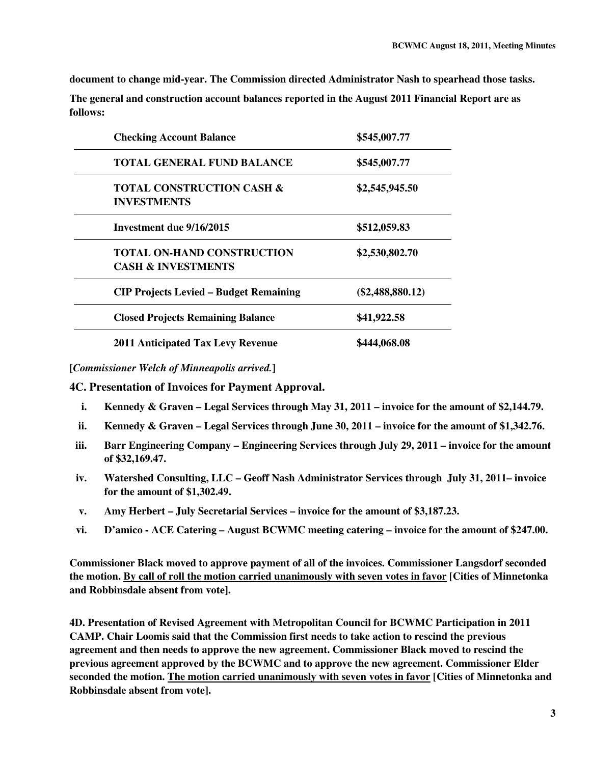**document to change mid-year. The Commission directed Administrator Nash to spearhead those tasks.**

**The general and construction account balances reported in the August 2011 Financial Report are as follows:**

| | |
|---|---|
| **Checking Account Balance** | **$545,007.77** |
| **TOTAL GENERAL FUND BALANCE** | **$545,007.77** |
| **TOTAL CONSTRUCTION CASH & INVESTMENTS** | **$2,545,945.50** |
| **Investment due 9/16/2015** | **$512,059.83** |
| **TOTAL ON-HAND CONSTRUCTION CASH & INVESTMENTS** | **$2,530,802.70** |
| **CIP Projects Levied – Budget Remaining** | **($2,488,880.12)** |
| **Closed Projects Remaining Balance** | **$41,922.58** |
| **2011 Anticipated Tax Levy Revenue** | **$444,068.08** |

**[*Commissioner Welch of Minneapolis arrived.*]**

### 4C. Presentation of Invoices for Payment Approval.

i. **Kennedy & Graven – Legal Services through May 31, 2011 – invoice for the amount of $2,144.79.**

ii. **Kennedy & Graven – Legal Services through June 30, 2011 – invoice for the amount of $1,342.76.**

iii. **Barr Engineering Company – Engineering Services through July 29, 2011 – invoice for the amount of $32,169.47.**

iv. **Watershed Consulting, LLC – Geoff Nash Administrator Services through July 31, 2011– invoice for the amount of $1,302.49.**

v. **Amy Herbert – July Secretarial Services – invoice for the amount of $3,187.23.**

vi. **D'amico - ACE Catering – August BCWMC meeting catering – invoice for the amount of $247.00.**

**Commissioner Black moved to approve payment of all of the invoices. Commissioner Langsdorf seconded the motion. <u>By call of roll the motion carried unanimously with seven votes in favor</u> [Cities of Minnetonka and Robbinsdale absent from vote].**

**4D. Presentation of Revised Agreement with Metropolitan Council for BCWMC Participation in 2011 CAMP. Chair Loomis said that the Commission first needs to take action to rescind the previous agreement and then needs to approve the new agreement. Commissioner Black moved to rescind the previous agreement approved by the BCWMC and to approve the new agreement. Commissioner Elder seconded the motion. <u>The motion carried unanimously with seven votes in favor</u> [Cities of Minnetonka and Robbinsdale absent from vote].**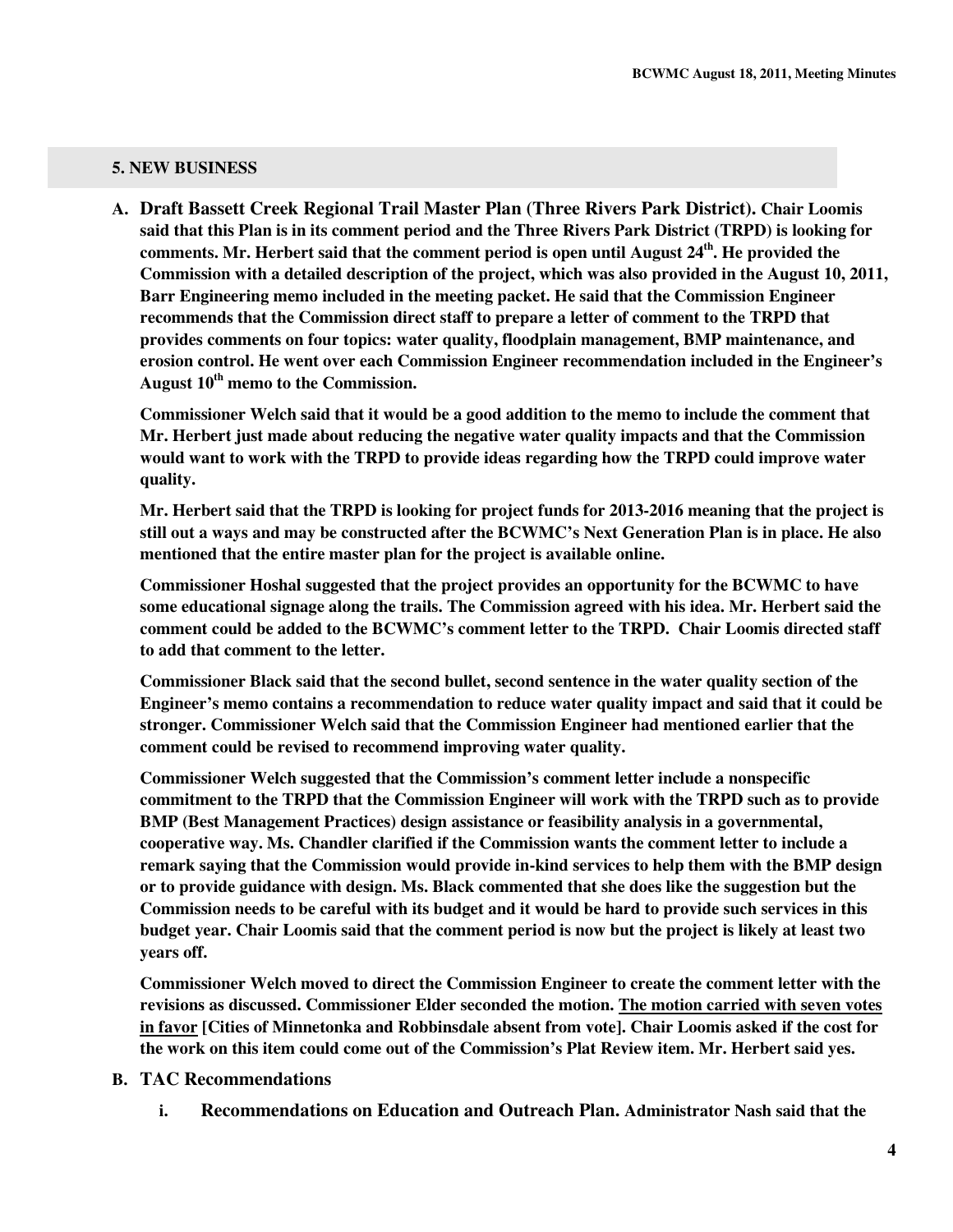## 5. NEW BUSINESS

**A. Draft Bassett Creek Regional Trail Master Plan (Three Rivers Park District). Chair Loomis said that this Plan is in its comment period and the Three Rivers Park District (TRPD) is looking for comments. Mr. Herbert said that the comment period is open until August 24th. He provided the Commission with a detailed description of the project, which was also provided in the August 10, 2011, Barr Engineering memo included in the meeting packet. He said that the Commission Engineer recommends that the Commission direct staff to prepare a letter of comment to the TRPD that provides comments on four topics: water quality, floodplain management, BMP maintenance, and erosion control. He went over each Commission Engineer recommendation included in the Engineer's August 10th memo to the Commission.**

**Commissioner Welch said that it would be a good addition to the memo to include the comment that Mr. Herbert just made about reducing the negative water quality impacts and that the Commission would want to work with the TRPD to provide ideas regarding how the TRPD could improve water quality.**

**Mr. Herbert said that the TRPD is looking for project funds for 2013-2016 meaning that the project is still out a ways and may be constructed after the BCWMC's Next Generation Plan is in place. He also mentioned that the entire master plan for the project is available online.**

**Commissioner Hoshal suggested that the project provides an opportunity for the BCWMC to have some educational signage along the trails. The Commission agreed with his idea. Mr. Herbert said the comment could be added to the BCWMC's comment letter to the TRPD. Chair Loomis directed staff to add that comment to the letter.**

**Commissioner Black said that the second bullet, second sentence in the water quality section of the Engineer's memo contains a recommendation to reduce water quality impact and said that it could be stronger. Commissioner Welch said that the Commission Engineer had mentioned earlier that the comment could be revised to recommend improving water quality.**

**Commissioner Welch suggested that the Commission's comment letter include a nonspecific commitment to the TRPD that the Commission Engineer will work with the TRPD such as to provide BMP (Best Management Practices) design assistance or feasibility analysis in a governmental, cooperative way. Ms. Chandler clarified if the Commission wants the comment letter to include a remark saying that the Commission would provide in-kind services to help them with the BMP design or to provide guidance with design. Ms. Black commented that she does like the suggestion but the Commission needs to be careful with its budget and it would be hard to provide such services in this budget year. Chair Loomis said that the comment period is now but the project is likely at least two years off.**

**Commissioner Welch moved to direct the Commission Engineer to create the comment letter with the revisions as discussed. Commissioner Elder seconded the motion. The motion carried with seven votes in favor [Cities of Minnetonka and Robbinsdale absent from vote]. Chair Loomis asked if the cost for the work on this item could come out of the Commission's Plat Review item. Mr. Herbert said yes.**

**B. TAC Recommendations**

**i. Recommendations on Education and Outreach Plan. Administrator Nash said that the**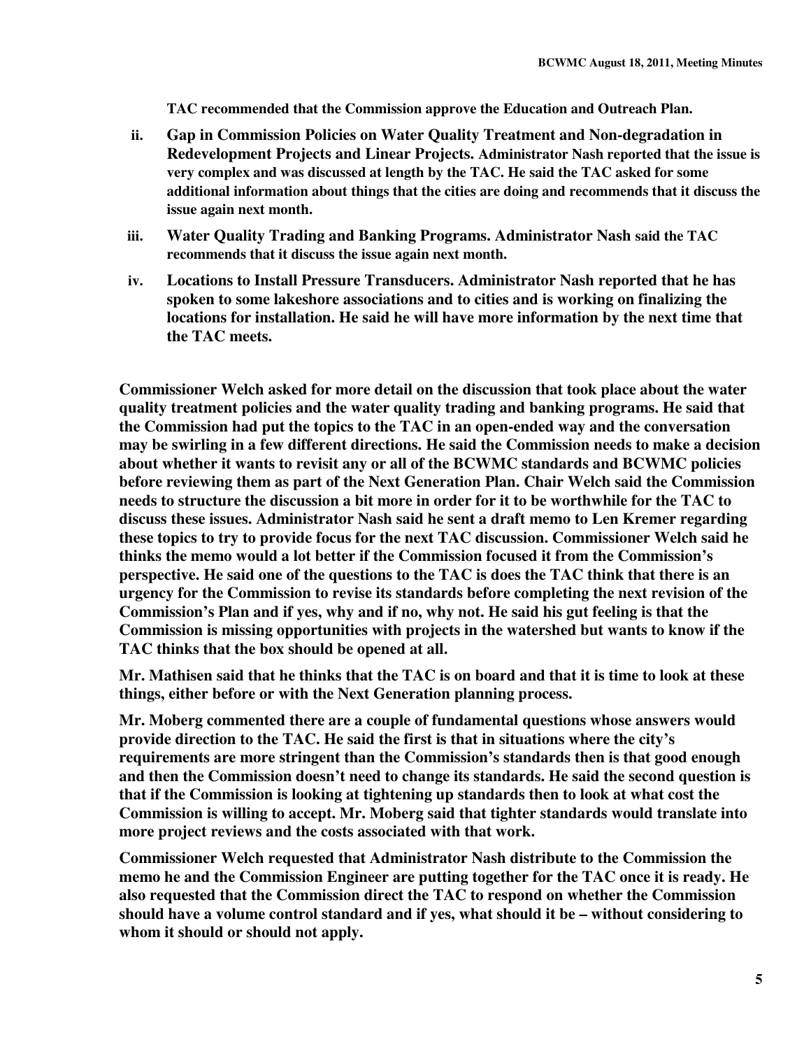**TAC recommended that the Commission approve the Education and Outreach Plan.**

ii. **Gap in Commission Policies on Water Quality Treatment and Non-degradation in Redevelopment Projects and Linear Projects. Administrator Nash reported that the issue is very complex and was discussed at length by the TAC. He said the TAC asked for some additional information about things that the cities are doing and recommends that it discuss the issue again next month.**

iii. **Water Quality Trading and Banking Programs. Administrator Nash said the TAC recommends that it discuss the issue again next month.**

iv. **Locations to Install Pressure Transducers. Administrator Nash reported that he has spoken to some lakeshore associations and to cities and is working on finalizing the locations for installation. He said he will have more information by the next time that the TAC meets.**

**Commissioner Welch asked for more detail on the discussion that took place about the water quality treatment policies and the water quality trading and banking programs. He said that the Commission had put the topics to the TAC in an open-ended way and the conversation may be swirling in a few different directions. He said the Commission needs to make a decision about whether it wants to revisit any or all of the BCWMC standards and BCWMC policies before reviewing them as part of the Next Generation Plan. Chair Welch said the Commission needs to structure the discussion a bit more in order for it to be worthwhile for the TAC to discuss these issues. Administrator Nash said he sent a draft memo to Len Kremer regarding these topics to try to provide focus for the next TAC discussion. Commissioner Welch said he thinks the memo would a lot better if the Commission focused it from the Commission's perspective. He said one of the questions to the TAC is does the TAC think that there is an urgency for the Commission to revise its standards before completing the next revision of the Commission's Plan and if yes, why and if no, why not. He said his gut feeling is that the Commission is missing opportunities with projects in the watershed but wants to know if the TAC thinks that the box should be opened at all.**

**Mr. Mathisen said that he thinks that the TAC is on board and that it is time to look at these things, either before or with the Next Generation planning process.**

**Mr. Moberg commented there are a couple of fundamental questions whose answers would provide direction to the TAC. He said the first is that in situations where the city's requirements are more stringent than the Commission's standards then is that good enough and then the Commission doesn't need to change its standards. He said the second question is that if the Commission is looking at tightening up standards then to look at what cost the Commission is willing to accept. Mr. Moberg said that tighter standards would translate into more project reviews and the costs associated with that work.**

**Commissioner Welch requested that Administrator Nash distribute to the Commission the memo he and the Commission Engineer are putting together for the TAC once it is ready. He also requested that the Commission direct the TAC to respond on whether the Commission should have a volume control standard and if yes, what should it be – without considering to whom it should or should not apply.**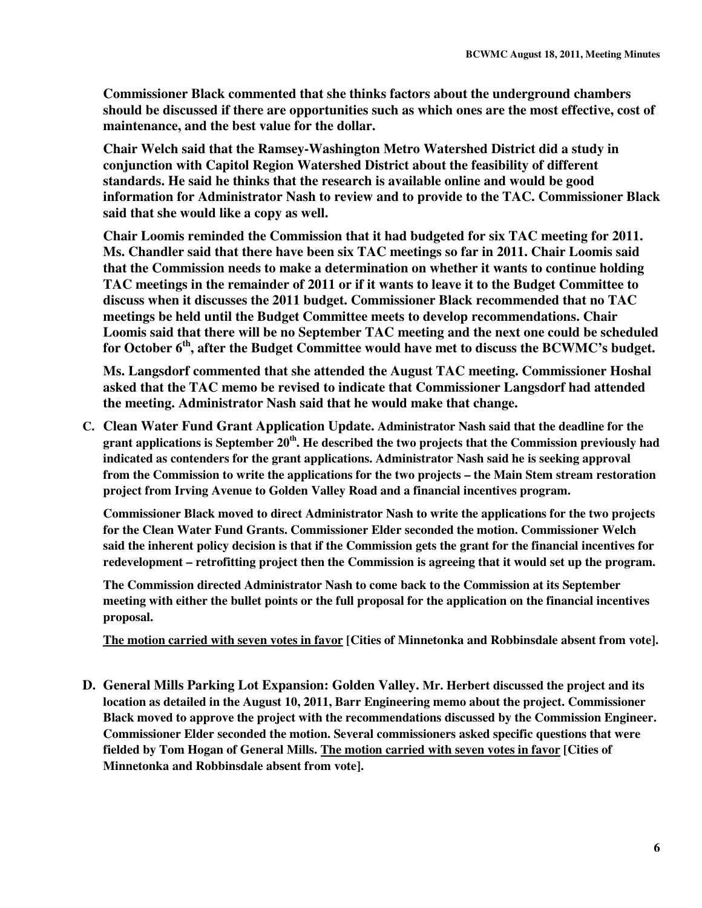**Commissioner Black commented that she thinks factors about the underground chambers should be discussed if there are opportunities such as which ones are the most effective, cost of maintenance, and the best value for the dollar.**

**Chair Welch said that the Ramsey-Washington Metro Watershed District did a study in conjunction with Capitol Region Watershed District about the feasibility of different standards. He said he thinks that the research is available online and would be good information for Administrator Nash to review and to provide to the TAC. Commissioner Black said that she would like a copy as well.**

**Chair Loomis reminded the Commission that it had budgeted for six TAC meeting for 2011. Ms. Chandler said that there have been six TAC meetings so far in 2011. Chair Loomis said that the Commission needs to make a determination on whether it wants to continue holding TAC meetings in the remainder of 2011 or if it wants to leave it to the Budget Committee to discuss when it discusses the 2011 budget. Commissioner Black recommended that no TAC meetings be held until the Budget Committee meets to develop recommendations. Chair Loomis said that there will be no September TAC meeting and the next one could be scheduled for October 6th, after the Budget Committee would have met to discuss the BCWMC's budget.**

**Ms. Langsdorf commented that she attended the August TAC meeting. Commissioner Hoshal asked that the TAC memo be revised to indicate that Commissioner Langsdorf had attended the meeting. Administrator Nash said that he would make that change.**

**C. Clean Water Fund Grant Application Update. Administrator Nash said that the deadline for the grant applications is September 20th. He described the two projects that the Commission previously had indicated as contenders for the grant applications. Administrator Nash said he is seeking approval from the Commission to write the applications for the two projects – the Main Stem stream restoration project from Irving Avenue to Golden Valley Road and a financial incentives program.**

**Commissioner Black moved to direct Administrator Nash to write the applications for the two projects for the Clean Water Fund Grants. Commissioner Elder seconded the motion. Commissioner Welch said the inherent policy decision is that if the Commission gets the grant for the financial incentives for redevelopment – retrofitting project then the Commission is agreeing that it would set up the program.**

**The Commission directed Administrator Nash to come back to the Commission at its September meeting with either the bullet points or the full proposal for the application on the financial incentives proposal.**

**The motion carried with seven votes in favor [Cities of Minnetonka and Robbinsdale absent from vote].**

**D. General Mills Parking Lot Expansion: Golden Valley. Mr. Herbert discussed the project and its location as detailed in the August 10, 2011, Barr Engineering memo about the project. Commissioner Black moved to approve the project with the recommendations discussed by the Commission Engineer. Commissioner Elder seconded the motion. Several commissioners asked specific questions that were fielded by Tom Hogan of General Mills. The motion carried with seven votes in favor [Cities of Minnetonka and Robbinsdale absent from vote].**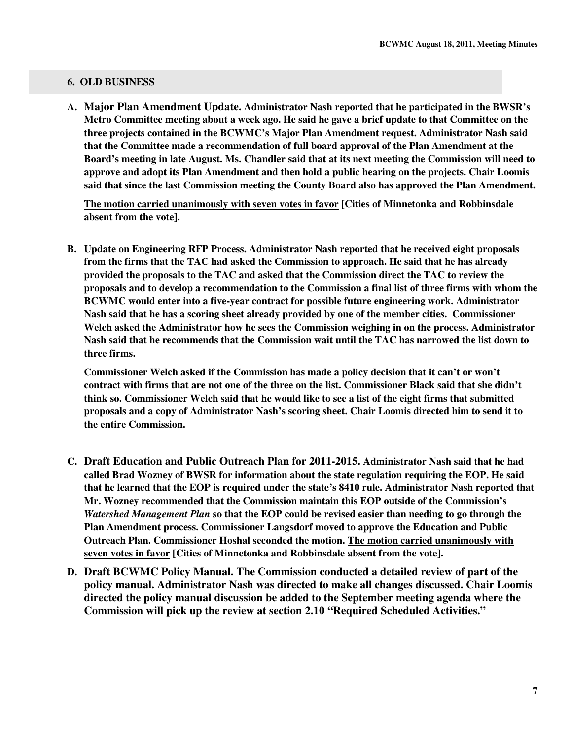## 6. OLD BUSINESS

**A. Major Plan Amendment Update. Administrator Nash reported that he participated in the BWSR's Metro Committee meeting about a week ago. He said he gave a brief update to that Committee on the three projects contained in the BCWMC's Major Plan Amendment request. Administrator Nash said that the Committee made a recommendation of full board approval of the Plan Amendment at the Board's meeting in late August. Ms. Chandler said that at its next meeting the Commission will need to approve and adopt its Plan Amendment and then hold a public hearing on the projects. Chair Loomis said that since the last Commission meeting the County Board also has approved the Plan Amendment.**

**<u>The motion carried unanimously with seven votes in favor</u> [Cities of Minnetonka and Robbinsdale absent from the vote].**

**B. Update on Engineering RFP Process. Administrator Nash reported that he received eight proposals from the firms that the TAC had asked the Commission to approach. He said that he has already provided the proposals to the TAC and asked that the Commission direct the TAC to review the proposals and to develop a recommendation to the Commission a final list of three firms with whom the BCWMC would enter into a five-year contract for possible future engineering work. Administrator Nash said that he has a scoring sheet already provided by one of the member cities. Commissioner Welch asked the Administrator how he sees the Commission weighing in on the process. Administrator Nash said that he recommends that the Commission wait until the TAC has narrowed the list down to three firms.**

**Commissioner Welch asked if the Commission has made a policy decision that it can't or won't contract with firms that are not one of the three on the list. Commissioner Black said that she didn't think so. Commissioner Welch said that he would like to see a list of the eight firms that submitted proposals and a copy of Administrator Nash's scoring sheet. Chair Loomis directed him to send it to the entire Commission.**

**C. Draft Education and Public Outreach Plan for 2011-2015. Administrator Nash said that he had called Brad Wozney of BWSR for information about the state regulation requiring the EOP. He said that he learned that the EOP is required under the state's 8410 rule. Administrator Nash reported that Mr. Wozney recommended that the Commission maintain this EOP outside of the Commission's *Watershed Management Plan* so that the EOP could be revised easier than needing to go through the Plan Amendment process. Commissioner Langsdorf moved to approve the Education and Public Outreach Plan. Commissioner Hoshal seconded the motion. <u>The motion carried unanimously with seven votes in favor</u> [Cities of Minnetonka and Robbinsdale absent from the vote].**

**D. Draft BCWMC Policy Manual. The Commission conducted a detailed review of part of the policy manual. Administrator Nash was directed to make all changes discussed. Chair Loomis directed the policy manual discussion be added to the September meeting agenda where the Commission will pick up the review at section 2.10 "Required Scheduled Activities."**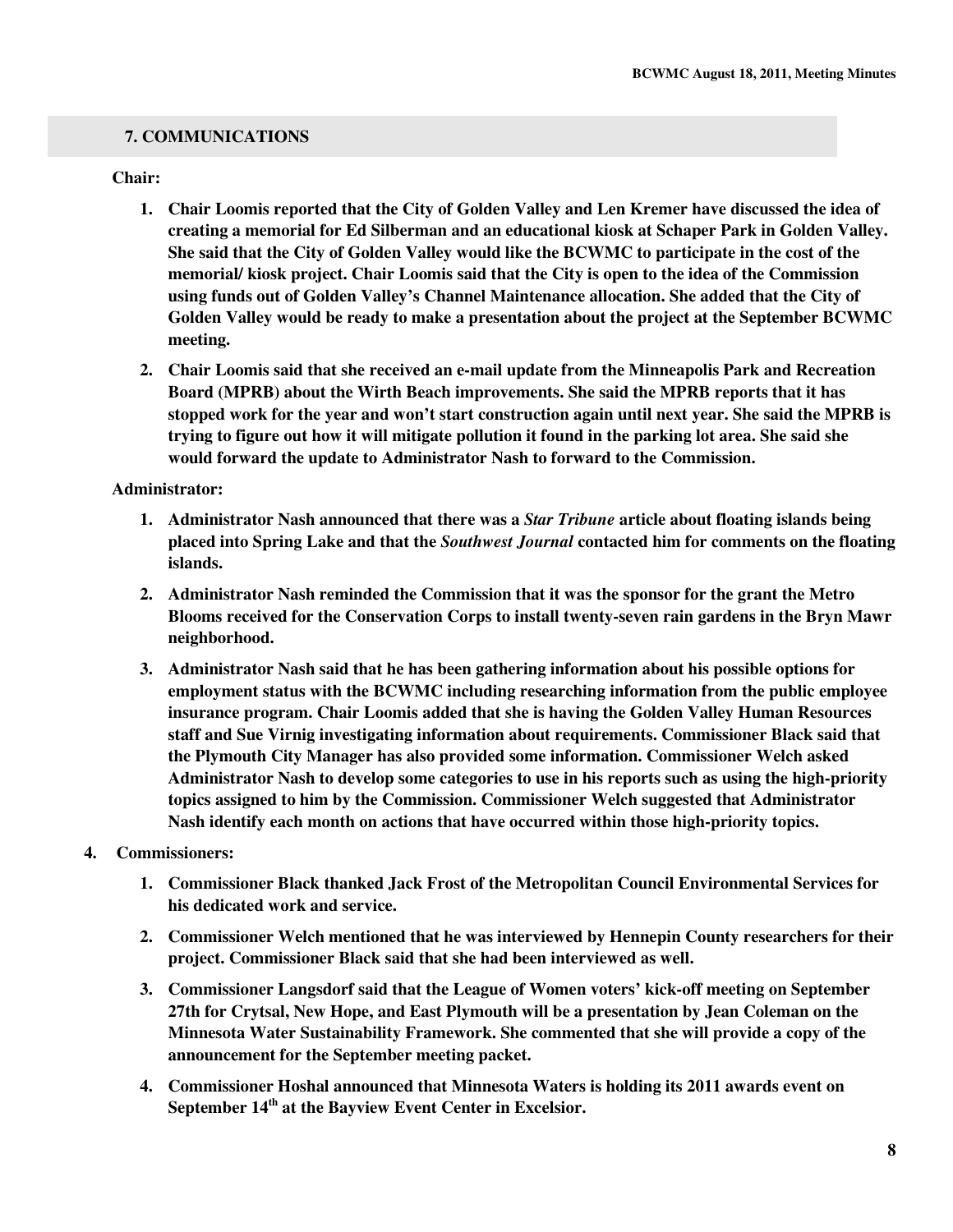## 7. COMMUNICATIONS

**Chair:**

1. **Chair Loomis reported that the City of Golden Valley and Len Kremer have discussed the idea of creating a memorial for Ed Silberman and an educational kiosk at Schaper Park in Golden Valley. She said that the City of Golden Valley would like the BCWMC to participate in the cost of the memorial/ kiosk project. Chair Loomis said that the City is open to the idea of the Commission using funds out of Golden Valley's Channel Maintenance allocation. She added that the City of Golden Valley would be ready to make a presentation about the project at the September BCWMC meeting.**
2. **Chair Loomis said that she received an e-mail update from the Minneapolis Park and Recreation Board (MPRB) about the Wirth Beach improvements. She said the MPRB reports that it has stopped work for the year and won't start construction again until next year. She said the MPRB is trying to figure out how it will mitigate pollution it found in the parking lot area. She said she would forward the update to Administrator Nash to forward to the Commission.**

**Administrator:**

1. **Administrator Nash announced that there was a *Star Tribune* article about floating islands being placed into Spring Lake and that the *Southwest Journal* contacted him for comments on the floating islands.**
2. **Administrator Nash reminded the Commission that it was the sponsor for the grant the Metro Blooms received for the Conservation Corps to install twenty-seven rain gardens in the Bryn Mawr neighborhood.**
3. **Administrator Nash said that he has been gathering information about his possible options for employment status with the BCWMC including researching information from the public employee insurance program. Chair Loomis added that she is having the Golden Valley Human Resources staff and Sue Virnig investigating information about requirements. Commissioner Black said that the Plymouth City Manager has also provided some information. Commissioner Welch asked Administrator Nash to develop some categories to use in his reports such as using the high-priority topics assigned to him by the Commission. Commissioner Welch suggested that Administrator Nash identify each month on actions that have occurred within those high-priority topics.**

**4. Commissioners:**

1. **Commissioner Black thanked Jack Frost of the Metropolitan Council Environmental Services for his dedicated work and service.**
2. **Commissioner Welch mentioned that he was interviewed by Hennepin County researchers for their project. Commissioner Black said that she had been interviewed as well.**
3. **Commissioner Langsdorf said that the League of Women voters' kick-off meeting on September 27th for Crytsal, New Hope, and East Plymouth will be a presentation by Jean Coleman on the Minnesota Water Sustainability Framework. She commented that she will provide a copy of the announcement for the September meeting packet.**
4. **Commissioner Hoshal announced that Minnesota Waters is holding its 2011 awards event on September 14th at the Bayview Event Center in Excelsior.**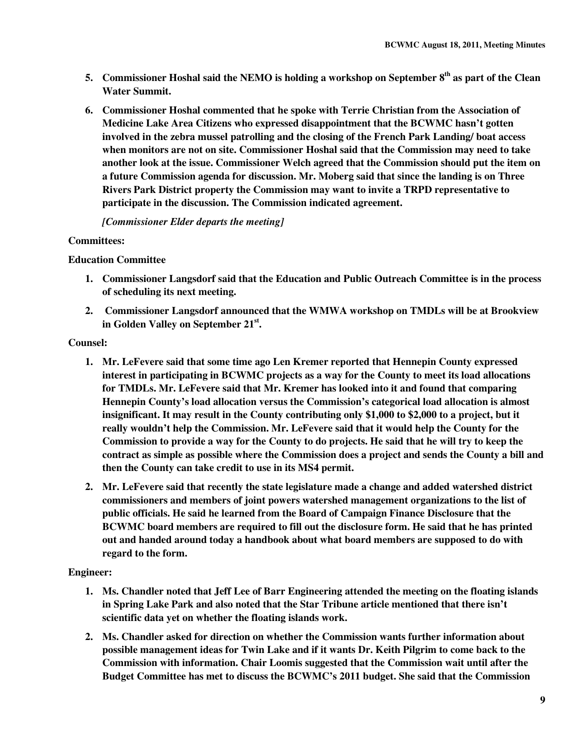5. **Commissioner Hoshal said the NEMO is holding a workshop on September 8th as part of the Clean Water Summit.**

6. **Commissioner Hoshal commented that he spoke with Terrie Christian from the Association of Medicine Lake Area Citizens who expressed disappointment that the BCWMC hasn't gotten involved in the zebra mussel patrolling and the closing of the French Park Landing/ boat access when monitors are not on site. Commissioner Hoshal said that the Commission may need to take another look at the issue. Commissioner Welch agreed that the Commission should put the item on a future Commission agenda for discussion. Mr. Moberg said that since the landing is on Three Rivers Park District property the Commission may want to invite a TRPD representative to participate in the discussion. The Commission indicated agreement.**

   ***[Commissioner Elder departs the meeting]***

**Committees:**

**Education Committee**

1. **Commissioner Langsdorf said that the Education and Public Outreach Committee is in the process of scheduling its next meeting.**

2. **Commissioner Langsdorf announced that the WMWA workshop on TMDLs will be at Brookview in Golden Valley on September 21st.**

**Counsel:**

1. **Mr. LeFevere said that some time ago Len Kremer reported that Hennepin County expressed interest in participating in BCWMC projects as a way for the County to meet its load allocations for TMDLs. Mr. LeFevere said that Mr. Kremer has looked into it and found that comparing Hennepin County's load allocation versus the Commission's categorical load allocation is almost insignificant. It may result in the County contributing only $1,000 to $2,000 to a project, but it really wouldn't help the Commission. Mr. LeFevere said that it would help the County for the Commission to provide a way for the County to do projects. He said that he will try to keep the contract as simple as possible where the Commission does a project and sends the County a bill and then the County can take credit to use in its MS4 permit.**

2. **Mr. LeFevere said that recently the state legislature made a change and added watershed district commissioners and members of joint powers watershed management organizations to the list of public officials. He said he learned from the Board of Campaign Finance Disclosure that the BCWMC board members are required to fill out the disclosure form. He said that he has printed out and handed around today a handbook about what board members are supposed to do with regard to the form.**

**Engineer:**

1. **Ms. Chandler noted that Jeff Lee of Barr Engineering attended the meeting on the floating islands in Spring Lake Park and also noted that the Star Tribune article mentioned that there isn't scientific data yet on whether the floating islands work.**

2. **Ms. Chandler asked for direction on whether the Commission wants further information about possible management ideas for Twin Lake and if it wants Dr. Keith Pilgrim to come back to the Commission with information. Chair Loomis suggested that the Commission wait until after the Budget Committee has met to discuss the BCWMC's 2011 budget. She said that the Commission**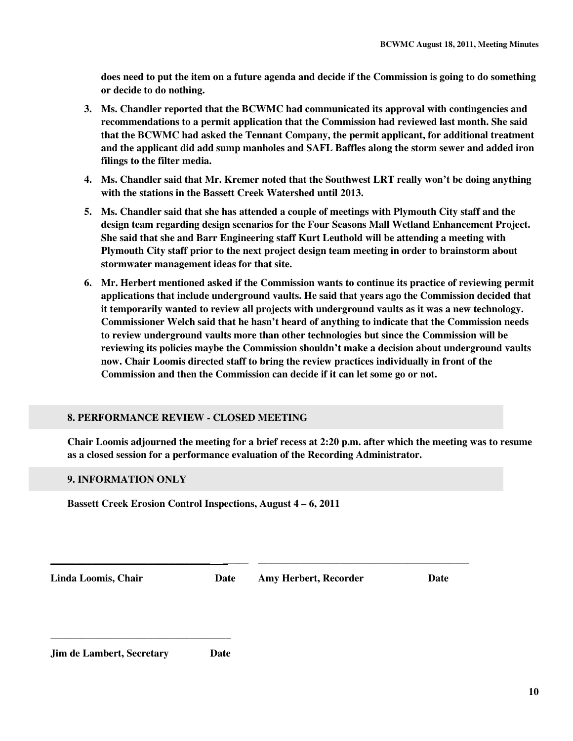**does need to put the item on a future agenda and decide if the Commission is going to do something or decide to do nothing.**

3. **Ms. Chandler reported that the BCWMC had communicated its approval with contingencies and recommendations to a permit application that the Commission had reviewed last month. She said that the BCWMC had asked the Tennant Company, the permit applicant, for additional treatment and the applicant did add sump manholes and SAFL Baffles along the storm sewer and added iron filings to the filter media.**
4. **Ms. Chandler said that Mr. Kremer noted that the Southwest LRT really won't be doing anything with the stations in the Bassett Creek Watershed until 2013.**
5. **Ms. Chandler said that she has attended a couple of meetings with Plymouth City staff and the design team regarding design scenarios for the Four Seasons Mall Wetland Enhancement Project. She said that she and Barr Engineering staff Kurt Leuthold will be attending a meeting with Plymouth City staff prior to the next project design team meeting in order to brainstorm about stormwater management ideas for that site.**
6. **Mr. Herbert mentioned asked if the Commission wants to continue its practice of reviewing permit applications that include underground vaults. He said that years ago the Commission decided that it temporarily wanted to review all projects with underground vaults as it was a new technology. Commissioner Welch said that he hasn't heard of anything to indicate that the Commission needs to review underground vaults more than other technologies but since the Commission will be reviewing its policies maybe the Commission shouldn't make a decision about underground vaults now. Chair Loomis directed staff to bring the review practices individually in front of the Commission and then the Commission can decide if it can let some go or not.**

## 8. PERFORMANCE REVIEW - CLOSED MEETING

**Chair Loomis adjourned the meeting for a brief recess at 2:20 p.m. after which the meeting was to resume as a closed session for a performance evaluation of the Recording Administrator.**

## 9. INFORMATION ONLY

**Bassett Creek Erosion Control Inspections, August 4 – 6, 2011**

______________________________
**Linda Loomis, Chair** **Date**

______________________________
**Amy Herbert, Recorder** **Date**

______________________________
**Jim de Lambert, Secretary** **Date**